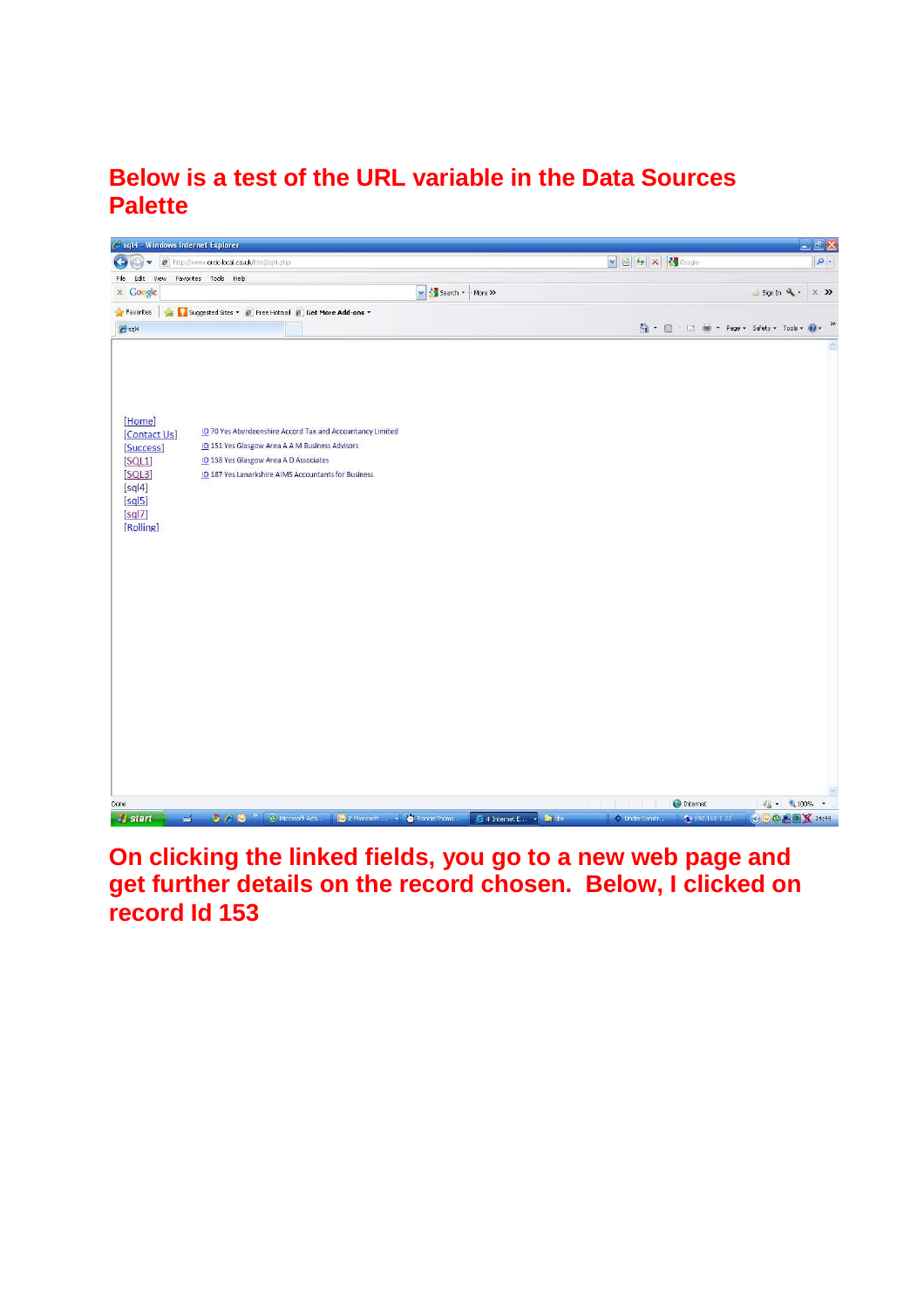**Below is a test of the URL variable in the Data Sources Palette**

[Home]
[Contact Us]
[Success]
[SQL1]
[SQL3]
[sql4]
[sql5]
[sql7]
[Rolling]

ID 70 Yes Aberdeenshire Accord Tax and Accountancy Limited
ID 151 Yes Glasgow Area A A M Business Advisors
ID 153 Yes Glasgow Area A D Associates
ID 187 Yes Lanarkshire AIMS Accountants for Business

**On clicking the linked fields, you go to a new web page and get further details on the record chosen. Below, I clicked on record Id 153**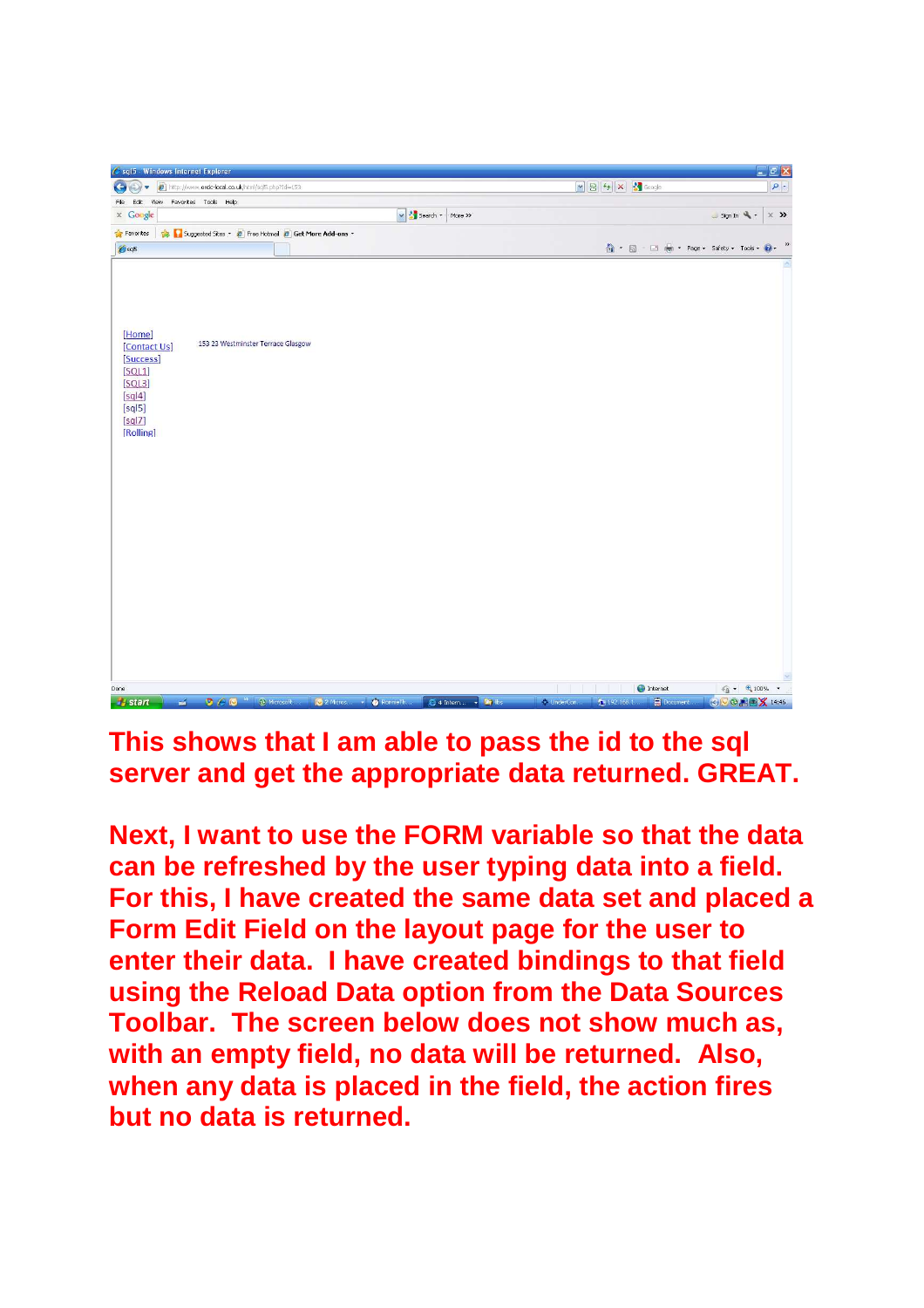This shows that I am able to pass the id to the sql server and get the appropriate data returned. GREAT.

Next, I want to use the FORM variable so that the data can be refreshed by the user typing data into a field. For this, I have created the same data set and placed a Form Edit Field on the layout page for the user to enter their data. I have created bindings to that field using the Reload Data option from the Data Sources Toolbar. The screen below does not show much as, with an empty field, no data will be returned. Also, when any data is placed in the field, the action fires but no data is returned.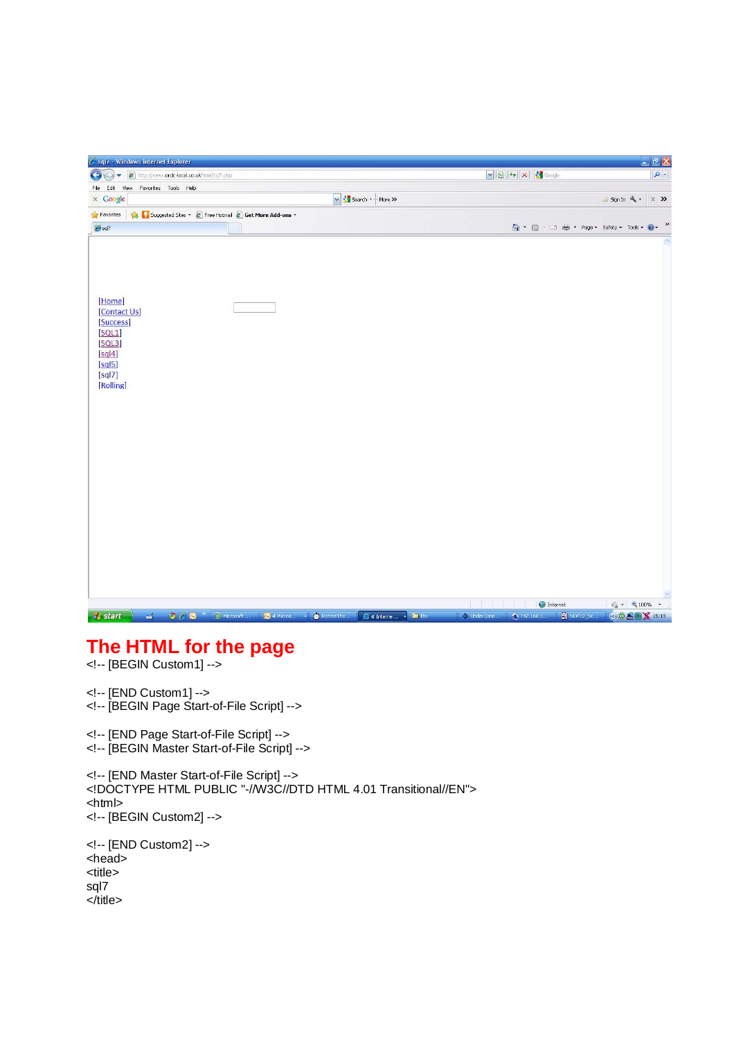## The HTML for the page

```
<!-- [BEGIN Custom1] -->

<!-- [END Custom1] -->
<!-- [BEGIN Page Start-of-File Script] -->

<!-- [END Page Start-of-File Script] -->
<!-- [BEGIN Master Start-of-File Script] -->

<!-- [END Master Start-of-File Script] -->
<!DOCTYPE HTML PUBLIC "-//W3C//DTD HTML 4.01 Transitional//EN">
<html>
<!-- [BEGIN Custom2] -->

<!-- [END Custom2] -->
<head>
<title>
sql7
</title>
```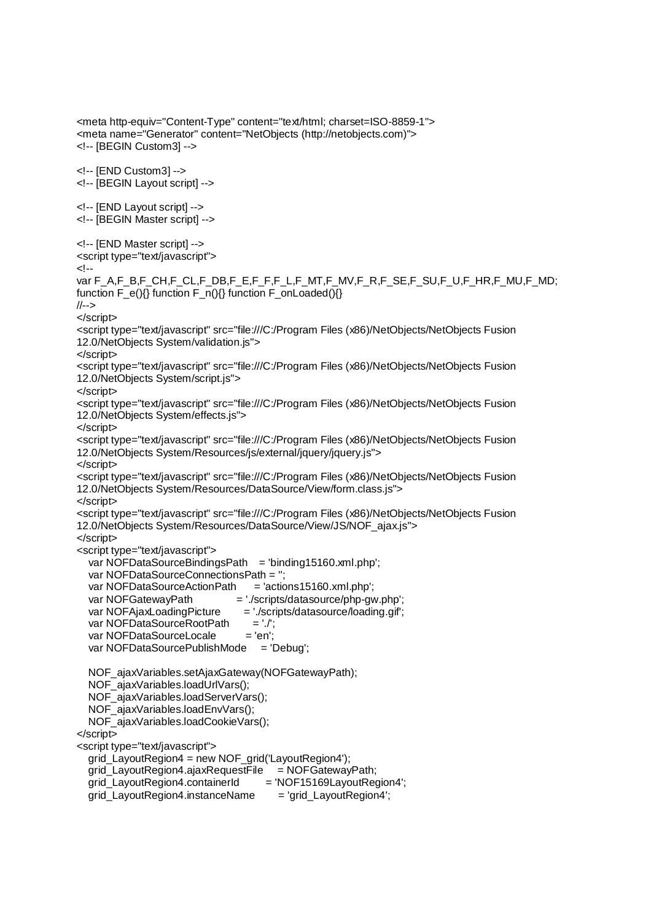```
<meta http-equiv="Content-Type" content="text/html; charset=ISO-8859-1">
<meta name="Generator" content="NetObjects (http://netobjects.com)">
<!-- [BEGIN Custom3] -->

<!-- [END Custom3] -->
<!-- [BEGIN Layout script] -->

<!-- [END Layout script] -->
<!-- [BEGIN Master script] -->

<!-- [END Master script] -->
<script type="text/javascript">
<!--
var F_A,F_B,F_CH,F_CL,F_DB,F_E,F_F,F_L,F_MT,F_MV,F_R,F_SE,F_SU,F_U,F_HR,F_MU,F_MD;
function F_e(){} function F_n(){} function F_onLoaded(){}
//-->
</script>
<script type="text/javascript" src="file:///C:/Program Files (x86)/NetObjects/NetObjects Fusion
12.0/NetObjects System/validation.js">
</script>
<script type="text/javascript" src="file:///C:/Program Files (x86)/NetObjects/NetObjects Fusion
12.0/NetObjects System/script.js">
</script>
<script type="text/javascript" src="file:///C:/Program Files (x86)/NetObjects/NetObjects Fusion
12.0/NetObjects System/effects.js">
</script>
<script type="text/javascript" src="file:///C:/Program Files (x86)/NetObjects/NetObjects Fusion
12.0/NetObjects System/Resources/js/external/jquery/jquery.js">
</script>
<script type="text/javascript" src="file:///C:/Program Files (x86)/NetObjects/NetObjects Fusion
12.0/NetObjects System/Resources/DataSource/View/form.class.js">
</script>
<script type="text/javascript" src="file:///C:/Program Files (x86)/NetObjects/NetObjects Fusion
12.0/NetObjects System/Resources/DataSource/View/JS/NOF_ajax.js">
</script>
<script type="text/javascript">
   var NOFDataSourceBindingsPath    = 'binding15160.xml.php';
   var NOFDataSourceConnectionsPath = '';
   var NOFDataSourceActionPath      = 'actions15160.xml.php';
   var NOFGatewayPath               = './scripts/datasource/php-gw.php';
   var NOFAjaxLoadingPicture        = './scripts/datasource/loading.gif';
   var NOFDataSourceRootPath        = './';
   var NOFDataSourceLocale          = 'en';
   var NOFDataSourcePublishMode     = 'Debug';

   NOF_ajaxVariables.setAjaxGateway(NOFGatewayPath);
   NOF_ajaxVariables.loadUrlVars();
   NOF_ajaxVariables.loadServerVars();
   NOF_ajaxVariables.loadEnvVars();
   NOF_ajaxVariables.loadCookieVars();
</script>
<script type="text/javascript">
   grid_LayoutRegion4 = new NOF_grid('LayoutRegion4');
   grid_LayoutRegion4.ajaxRequestFile     = NOFGatewayPath;
   grid_LayoutRegion4.containerId         = 'NOF15169LayoutRegion4';
   grid_LayoutRegion4.instanceName        = 'grid_LayoutRegion4';
```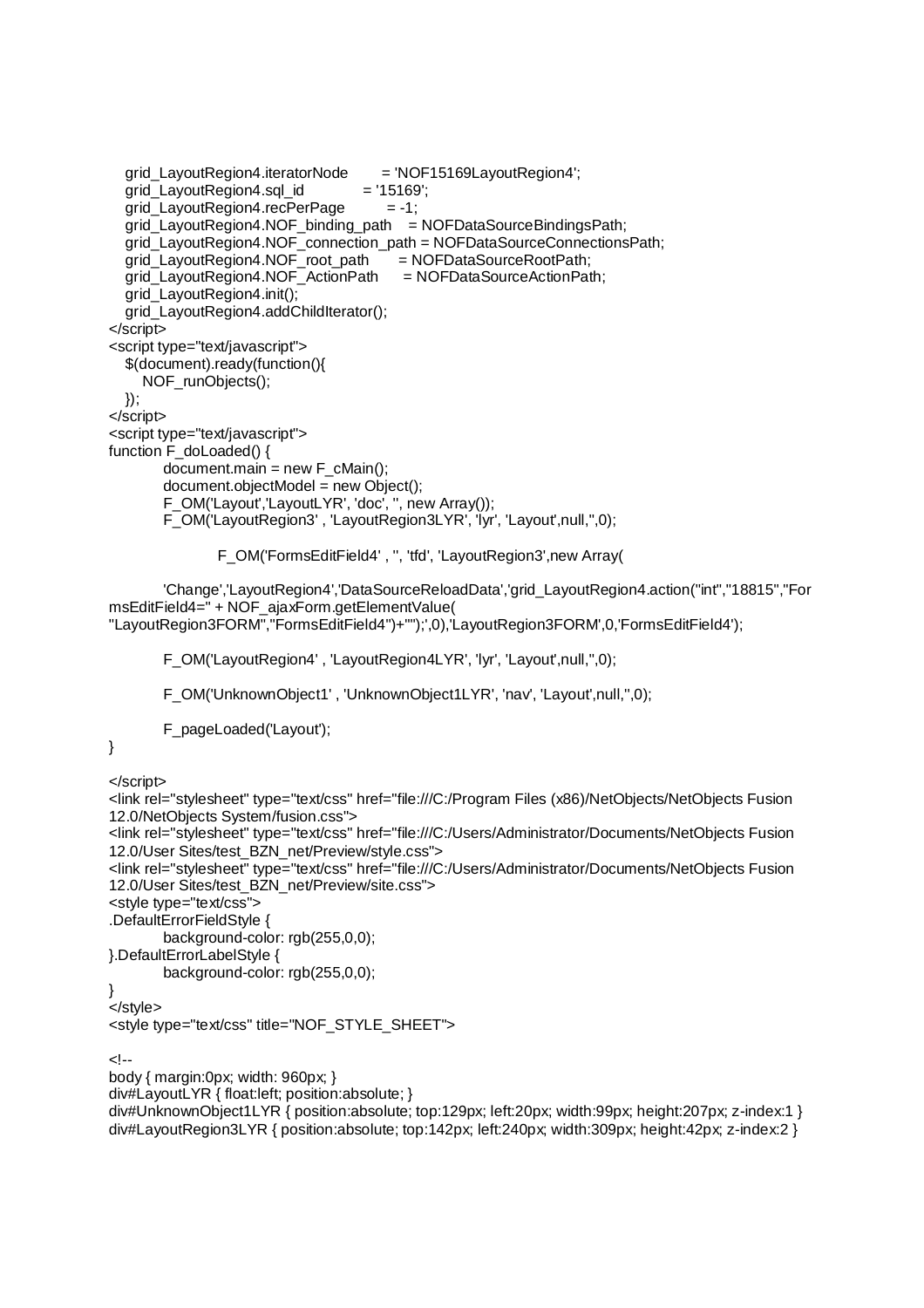```
    grid_LayoutRegion4.iteratorNode        = 'NOF15169LayoutRegion4';
    grid_LayoutRegion4.sql_id              = '15169';
    grid_LayoutRegion4.recPerPage          = -1;
    grid_LayoutRegion4.NOF_binding_path    = NOFDataSourceBindingsPath;
    grid_LayoutRegion4.NOF_connection_path = NOFDataSourceConnectionsPath;
    grid_LayoutRegion4.NOF_root_path       = NOFDataSourceRootPath;
    grid_LayoutRegion4.NOF_ActionPath      = NOFDataSourceActionPath;
    grid_LayoutRegion4.init();
    grid_LayoutRegion4.addChildIterator();
</script>
<script type="text/javascript">
    $(document).ready(function(){
        NOF_runObjects();
    });
</script>
<script type="text/javascript">
function F_doLoaded() {
            document.main = new F_cMain();
            document.objectModel = new Object();
            F_OM('Layout','LayoutLYR', 'doc', '', new Array());
            F_OM('LayoutRegion3' , 'LayoutRegion3LYR', 'lyr', 'Layout',null,'',0);

                        F_OM('FormsEditField4' , '', 'tfd', 'LayoutRegion3',new Array(

            'Change','LayoutRegion4','DataSourceReloadData','grid_LayoutRegion4.action("int","18815","For
msEditField4=" + NOF_ajaxForm.getElementValue(
"LayoutRegion3FORM","FormsEditField4")+"");',0),'LayoutRegion3FORM',0,'FormsEditField4');

            F_OM('LayoutRegion4' , 'LayoutRegion4LYR', 'lyr', 'Layout',null,'',0);

            F_OM('UnknownObject1' , 'UnknownObject1LYR', 'nav', 'Layout',null,'',0);

            F_pageLoaded('Layout');
}

</script>
<link rel="stylesheet" type="text/css" href="file:///C:/Program Files (x86)/NetObjects/NetObjects Fusion
12.0/NetObjects System/fusion.css">
<link rel="stylesheet" type="text/css" href="file:///C:/Users/Administrator/Documents/NetObjects Fusion
12.0/User Sites/test_BZN_net/Preview/style.css">
<link rel="stylesheet" type="text/css" href="file:///C:/Users/Administrator/Documents/NetObjects Fusion
12.0/User Sites/test_BZN_net/Preview/site.css">
<style type="text/css">
.DefaultErrorFieldStyle {
            background-color: rgb(255,0,0);
}.DefaultErrorLabelStyle {
            background-color: rgb(255,0,0);
}
</style>
<style type="text/css" title="NOF_STYLE_SHEET">

<!--
body { margin:0px; width: 960px; }
div#LayoutLYR { float:left; position:absolute; }
div#UnknownObject1LYR { position:absolute; top:129px; left:20px; width:99px; height:207px; z-index:1 }
div#LayoutRegion3LYR { position:absolute; top:142px; left:240px; width:309px; height:42px; z-index:2 }
```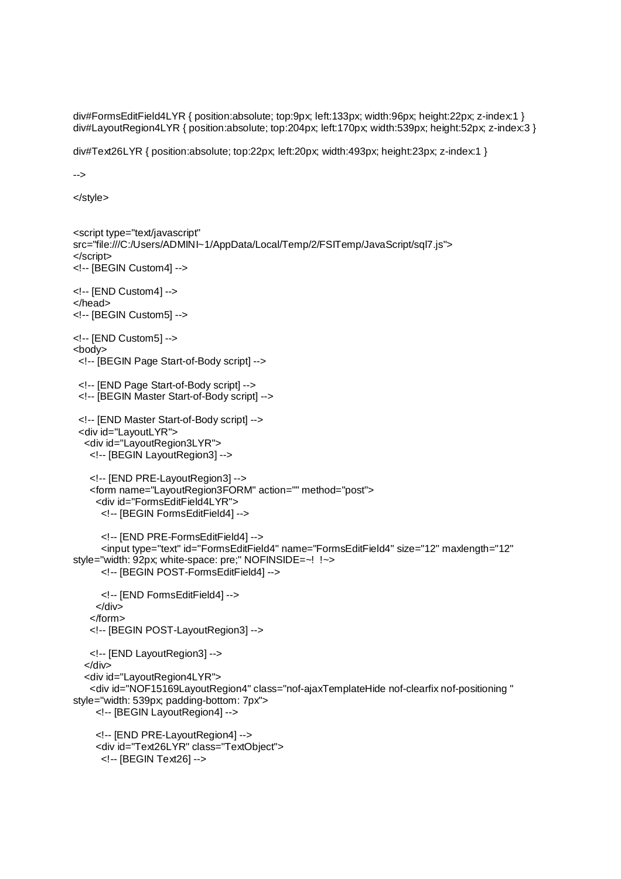```
div#FormsEditField4LYR { position:absolute; top:9px; left:133px; width:96px; height:22px; z-index:1 }
div#LayoutRegion4LYR { position:absolute; top:204px; left:170px; width:539px; height:52px; z-index:3 }

div#Text26LYR { position:absolute; top:22px; left:20px; width:493px; height:23px; z-index:1 }

-->

</style>


<script type="text/javascript"
src="file:///C:/Users/ADMINI~1/AppData/Local/Temp/2/FSITemp/JavaScript/sql7.js">
</script>
<!-- [BEGIN Custom4] -->

<!-- [END Custom4] -->
</head>
<!-- [BEGIN Custom5] -->

<!-- [END Custom5] -->
<body>
  <!-- [BEGIN Page Start-of-Body script] -->

  <!-- [END Page Start-of-Body script] -->
  <!-- [BEGIN Master Start-of-Body script] -->

  <!-- [END Master Start-of-Body script] -->
  <div id="LayoutLYR">
    <div id="LayoutRegion3LYR">
      <!-- [BEGIN LayoutRegion3] -->

      <!-- [END PRE-LayoutRegion3] -->
      <form name="LayoutRegion3FORM" action="" method="post">
        <div id="FormsEditField4LYR">
          <!-- [BEGIN FormsEditField4] -->

          <!-- [END PRE-FormsEditField4] -->
          <input type="text" id="FormsEditField4" name="FormsEditField4" size="12" maxlength="12"
style="width: 92px; white-space: pre;" NOFINSIDE=~!  !~>
          <!-- [BEGIN POST-FormsEditField4] -->

          <!-- [END FormsEditField4] -->
        </div>
      </form>
      <!-- [BEGIN POST-LayoutRegion3] -->

      <!-- [END LayoutRegion3] -->
    </div>
    <div id="LayoutRegion4LYR">
      <div id="NOF15169LayoutRegion4" class="nof-ajaxTemplateHide nof-clearfix nof-positioning "
style="width: 539px; padding-bottom: 7px">
        <!-- [BEGIN LayoutRegion4] -->

        <!-- [END PRE-LayoutRegion4] -->
        <div id="Text26LYR" class="TextObject">
          <!-- [BEGIN Text26] -->
```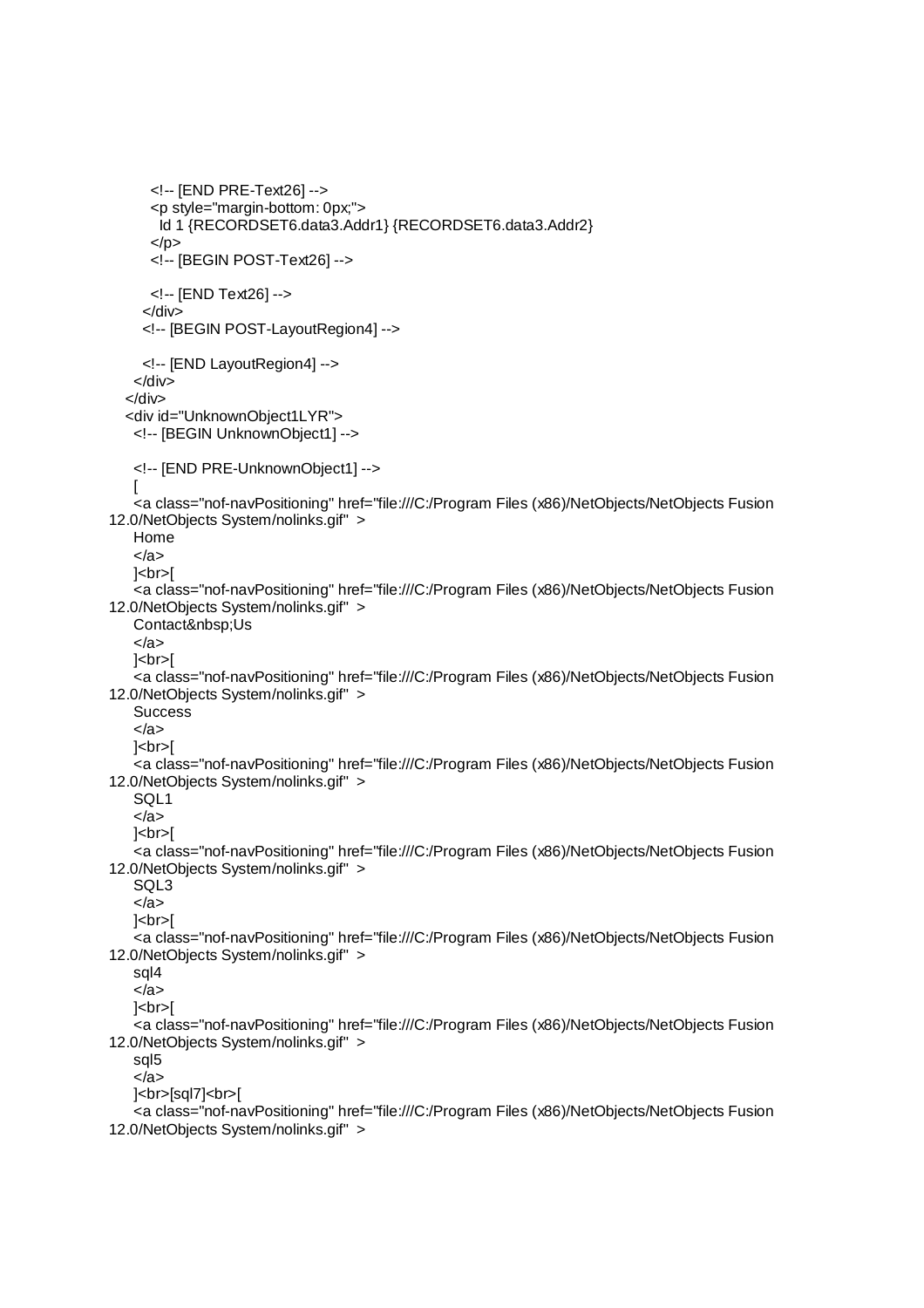```
        <!-- [END PRE-Text26] -->
        <p style="margin-bottom: 0px;">
          Id 1 {RECORDSET6.data3.Addr1} {RECORDSET6.data3.Addr2}
        </p>
        <!-- [BEGIN POST-Text26] -->

        <!-- [END Text26] -->
      </div>
      <!-- [BEGIN POST-LayoutRegion4] -->

      <!-- [END LayoutRegion4] -->
    </div>
  </div>
  <div id="UnknownObject1LYR">
    <!-- [BEGIN UnknownObject1] -->

    <!-- [END PRE-UnknownObject1] -->
    [
    <a class="nof-navPositioning" href="file:///C:/Program Files (x86)/NetObjects/NetObjects Fusion
12.0/NetObjects System/nolinks.gif"  >
    Home
    </a>
    ]<br>[
    <a class="nof-navPositioning" href="file:///C:/Program Files (x86)/NetObjects/NetObjects Fusion
12.0/NetObjects System/nolinks.gif"  >
    Contact&nbsp;Us
    </a>
    ]<br>[
    <a class="nof-navPositioning" href="file:///C:/Program Files (x86)/NetObjects/NetObjects Fusion
12.0/NetObjects System/nolinks.gif"  >
    Success
    </a>
    ]<br>[
    <a class="nof-navPositioning" href="file:///C:/Program Files (x86)/NetObjects/NetObjects Fusion
12.0/NetObjects System/nolinks.gif"  >
    SQL1
    </a>
    ]<br>[
    <a class="nof-navPositioning" href="file:///C:/Program Files (x86)/NetObjects/NetObjects Fusion
12.0/NetObjects System/nolinks.gif"  >
    SQL3
    </a>
    ]<br>[
    <a class="nof-navPositioning" href="file:///C:/Program Files (x86)/NetObjects/NetObjects Fusion
12.0/NetObjects System/nolinks.gif"  >
    sql4
    </a>
    ]<br>[
    <a class="nof-navPositioning" href="file:///C:/Program Files (x86)/NetObjects/NetObjects Fusion
12.0/NetObjects System/nolinks.gif"  >
    sql5
    </a>
    ]<br>[sql7]<br>[
    <a class="nof-navPositioning" href="file:///C:/Program Files (x86)/NetObjects/NetObjects Fusion
12.0/NetObjects System/nolinks.gif"  >
```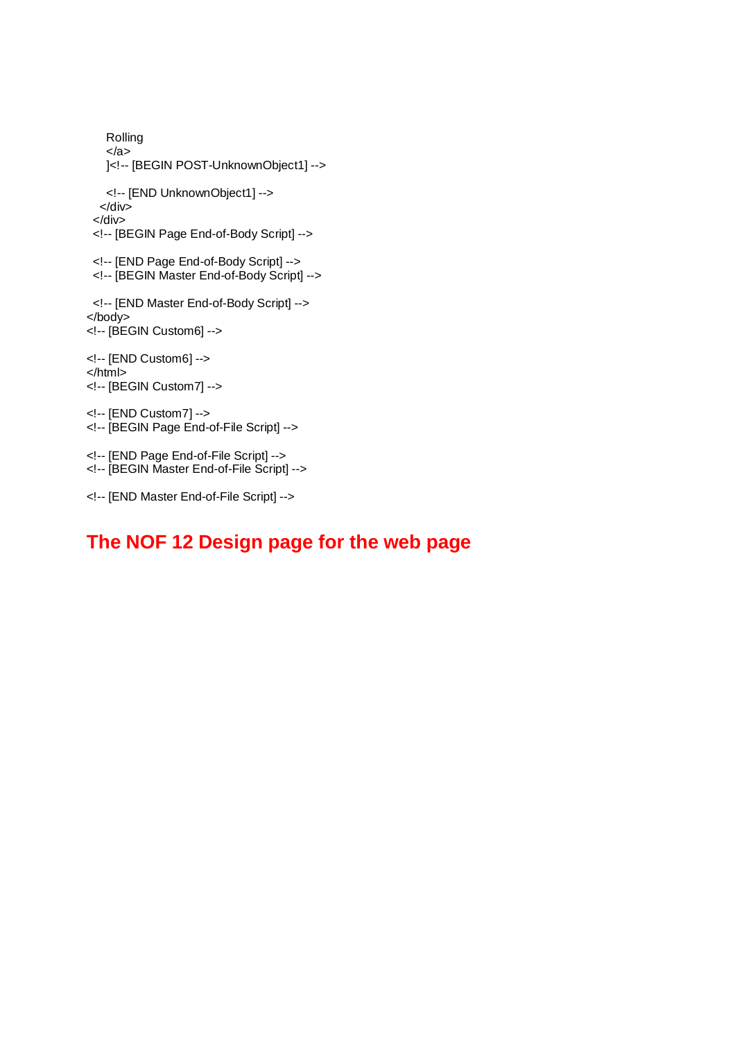```
      Rolling
      </a>
      ]<!-- [BEGIN POST-UnknownObject1] -->

      <!-- [END UnknownObject1] -->
    </div>
  </div>
  <!-- [BEGIN Page End-of-Body Script] -->

  <!-- [END Page End-of-Body Script] -->
  <!-- [BEGIN Master End-of-Body Script] -->

  <!-- [END Master End-of-Body Script] -->
</body>
<!-- [BEGIN Custom6] -->

<!-- [END Custom6] -->
</html>
<!-- [BEGIN Custom7] -->

<!-- [END Custom7] -->
<!-- [BEGIN Page End-of-File Script] -->

<!-- [END Page End-of-File Script] -->
<!-- [BEGIN Master End-of-File Script] -->

<!-- [END Master End-of-File Script] -->
```

## The NOF 12 Design page for the web page